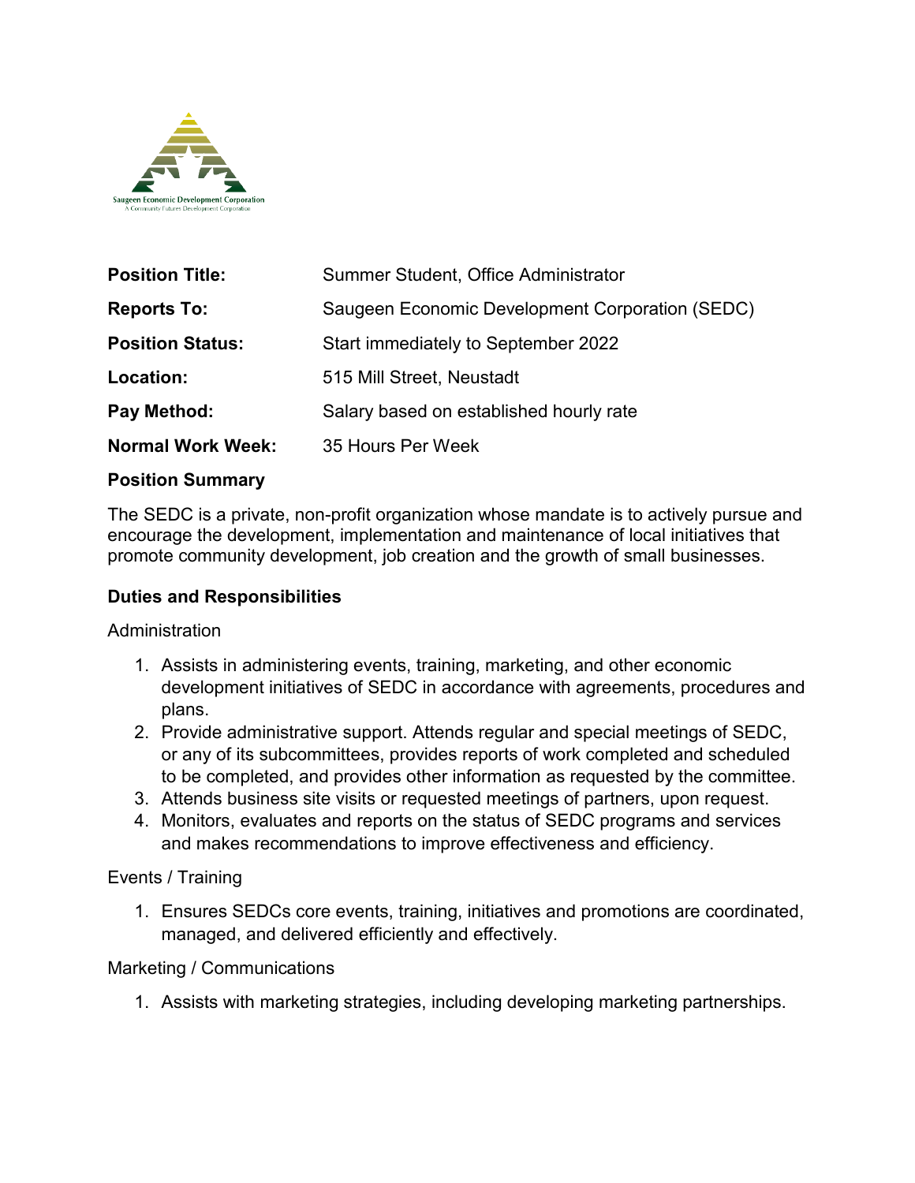Saugeen Economic Development Corporation
A Community Futures Development Corporation

| | |
|---|---|
| **Position Title:** | Summer Student, Office Administrator |
| **Reports To:** | Saugeen Economic Development Corporation (SEDC) |
| **Position Status:** | Start immediately to September 2022 |
| **Location:** | 515 Mill Street, Neustadt |
| **Pay Method:** | Salary based on established hourly rate |
| **Normal Work Week:** | 35 Hours Per Week |

**Position Summary**

The SEDC is a private, non-profit organization whose mandate is to actively pursue and encourage the development, implementation and maintenance of local initiatives that promote community development, job creation and the growth of small businesses.

**Duties and Responsibilities**

Administration

1. Assists in administering events, training, marketing, and other economic development initiatives of SEDC in accordance with agreements, procedures and plans.
2. Provide administrative support. Attends regular and special meetings of SEDC, or any of its subcommittees, provides reports of work completed and scheduled to be completed, and provides other information as requested by the committee.
3. Attends business site visits or requested meetings of partners, upon request.
4. Monitors, evaluates and reports on the status of SEDC programs and services and makes recommendations to improve effectiveness and efficiency.

Events / Training

1. Ensures SEDCs core events, training, initiatives and promotions are coordinated, managed, and delivered efficiently and effectively.

Marketing / Communications

1. Assists with marketing strategies, including developing marketing partnerships.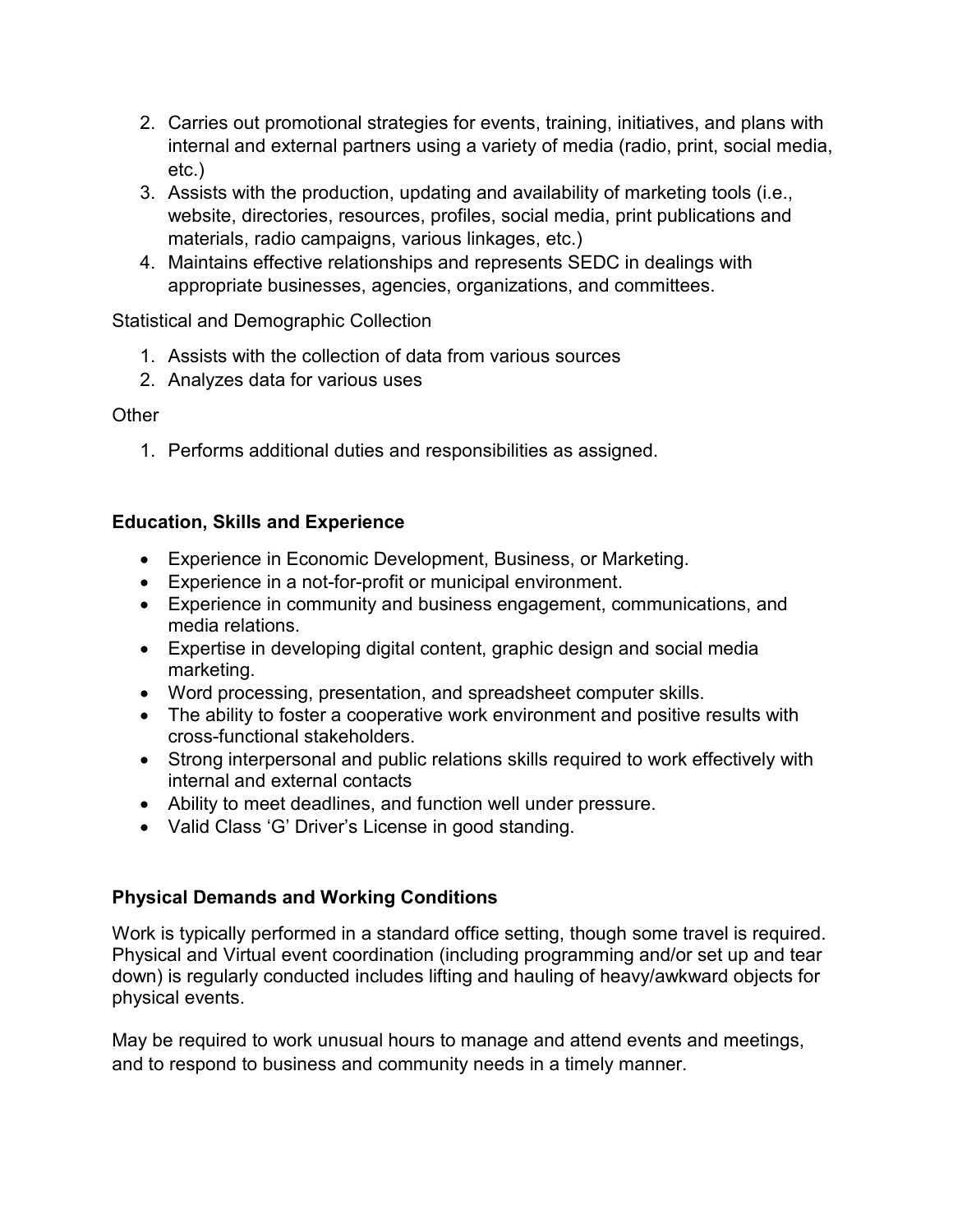2. Carries out promotional strategies for events, training, initiatives, and plans with internal and external partners using a variety of media (radio, print, social media, etc.)
3. Assists with the production, updating and availability of marketing tools (i.e., website, directories, resources, profiles, social media, print publications and materials, radio campaigns, various linkages, etc.)
4. Maintains effective relationships and represents SEDC in dealings with appropriate businesses, agencies, organizations, and committees.

Statistical and Demographic Collection

1. Assists with the collection of data from various sources
2. Analyzes data for various uses

Other

1. Performs additional duties and responsibilities as assigned.

**Education, Skills and Experience**

- Experience in Economic Development, Business, or Marketing.
- Experience in a not-for-profit or municipal environment.
- Experience in community and business engagement, communications, and media relations.
- Expertise in developing digital content, graphic design and social media marketing.
- Word processing, presentation, and spreadsheet computer skills.
- The ability to foster a cooperative work environment and positive results with cross-functional stakeholders.
- Strong interpersonal and public relations skills required to work effectively with internal and external contacts
- Ability to meet deadlines, and function well under pressure.
- Valid Class 'G' Driver's License in good standing.

**Physical Demands and Working Conditions**

Work is typically performed in a standard office setting, though some travel is required. Physical and Virtual event coordination (including programming and/or set up and tear down) is regularly conducted includes lifting and hauling of heavy/awkward objects for physical events.

May be required to work unusual hours to manage and attend events and meetings, and to respond to business and community needs in a timely manner.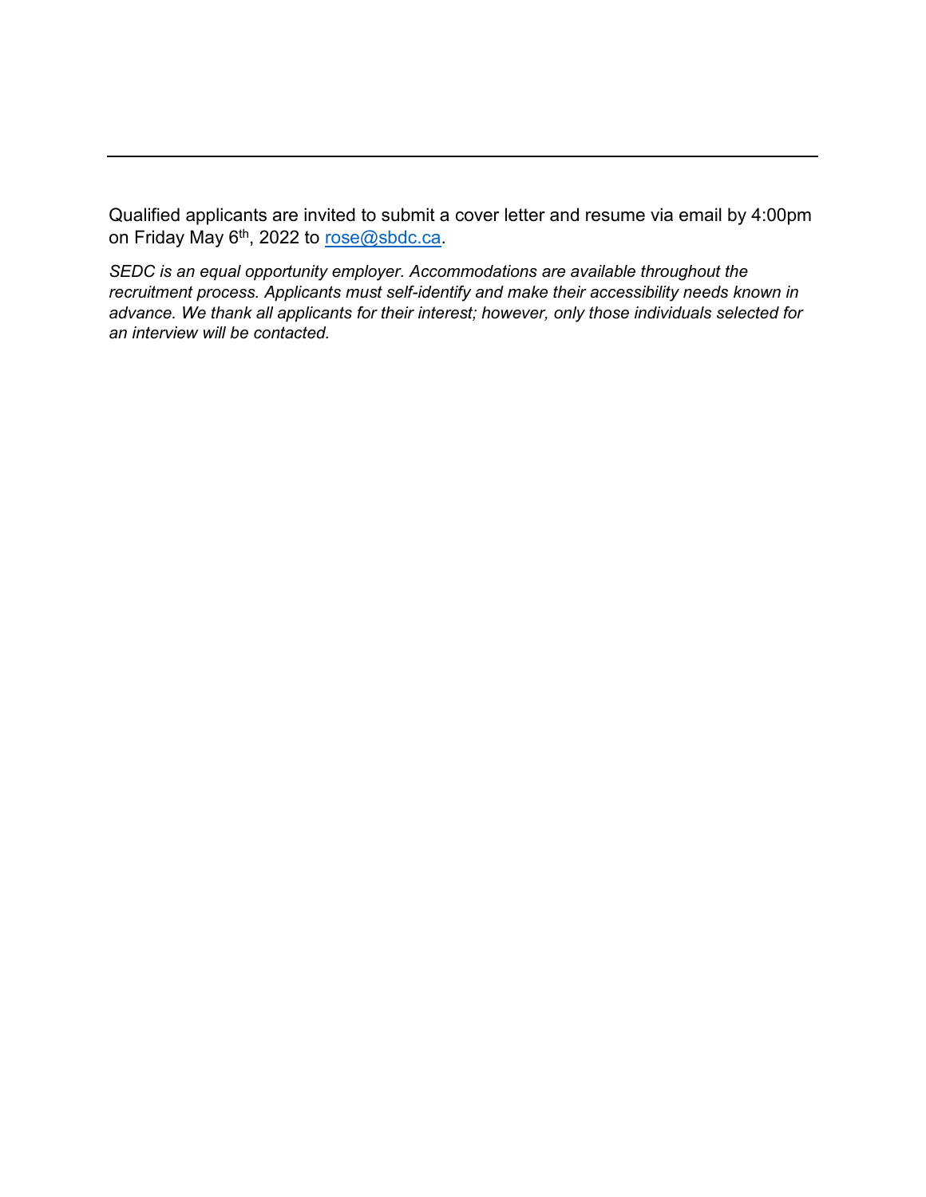---

Qualified applicants are invited to submit a cover letter and resume via email by 4:00pm on Friday May 6th, 2022 to rose@sbdc.ca.

*SEDC is an equal opportunity employer. Accommodations are available throughout the recruitment process. Applicants must self-identify and make their accessibility needs known in advance. We thank all applicants for their interest; however, only those individuals selected for an interview will be contacted.*